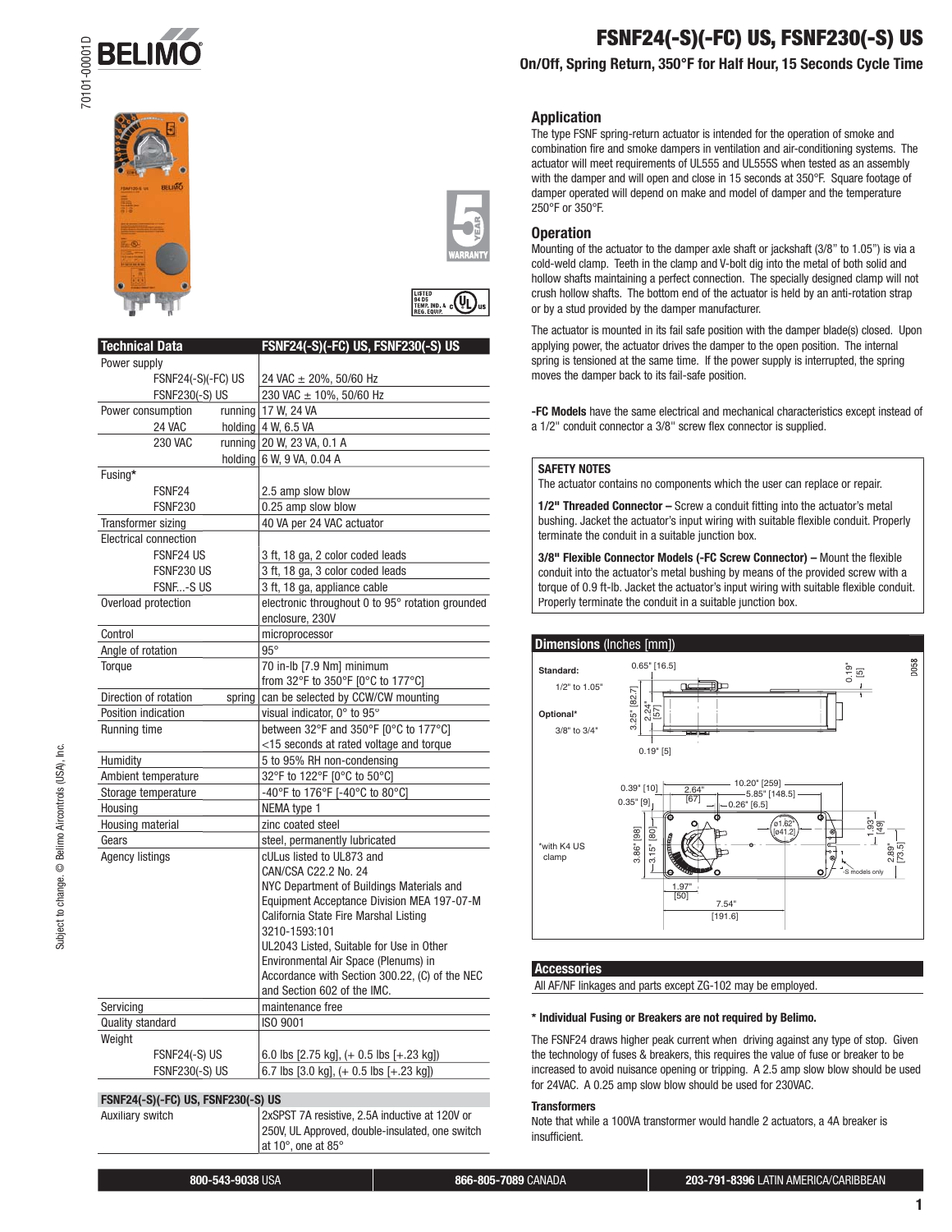# FSNF24(-S)(-FC) US, FSNF230(-S) US

## On/Off, Spring Return, 350°F for Half Hour, 15 Seconds Cycle Time

| Technical Data | FSNF24(-S)(-FC) US, FSNF230(-S) US |
|---|---|
| Power supply | |
| FSNF24(-S)(-FC) US | 24 VAC ± 20%, 50/60 Hz |
| FSNF230(-S) US | 230 VAC ± 10%, 50/60 Hz |
| Power consumption running | 17 W, 24 VA |
| 24 VAC holding | 4 W, 6.5 VA |
| 230 VAC running | 20 W, 23 VA, 0.1 A |
| holding | 6 W, 9 VA, 0.04 A |
| Fusing* | |
| FSNF24 | 2.5 amp slow blow |
| FSNF230 | 0.25 amp slow blow |
| Transformer sizing | 40 VA per 24 VAC actuator |
| Electrical connection | |
| FSNF24 US | 3 ft, 18 ga, 2 color coded leads |
| FSNF230 US | 3 ft, 18 ga, 3 color coded leads |
| FSNF...-S US | 3 ft, 18 ga, appliance cable |
| Overload protection | electronic throughout 0 to 95° rotation grounded enclosure, 230V |
| Control | microprocessor |
| Angle of rotation | 95° |
| Torque | 70 in-lb [7.9 Nm] minimum from 32°F to 350°F [0°C to 177°C] |
| Direction of rotation spring | can be selected by CCW/CW mounting |
| Position indication | visual indicator, 0° to 95° |
| Running time | between 32°F and 350°F [0°C to 177°C] <15 seconds at rated voltage and torque |
| Humidity | 5 to 95% RH non-condensing |
| Ambient temperature | 32°F to 122°F [0°C to 50°C] |
| Storage temperature | -40°F to 176°F [-40°C to 80°C] |
| Housing | NEMA type 1 |
| Housing material | zinc coated steel |
| Gears | steel, permanently lubricated |
| Agency listings | cULus listed to UL873 and CAN/CSA C22.2 No. 24 NYC Department of Buildings Materials and Equipment Acceptance Division MEA 197-07-M California State Fire Marshal Listing 3210-1593:101 UL2043 Listed, Suitable for Use in Other Environmental Air Space (Plenums) in Accordance with Section 300.22, (C) of the NEC and Section 602 of the IMC. |
| Servicing | maintenance free |
| Quality standard | ISO 9001 |
| Weight | |
| FSNF24(-S) US | 6.0 lbs [2.75 kg], (+ 0.5 lbs [+.23 kg]) |
| FSNF230(-S) US | 6.7 lbs [3.0 kg], (+ 0.5 lbs [+.23 kg]) |

| FSNF24(-S)(-FC) US, FSNF230(-S) US | |
|---|---|
| Auxiliary switch | 2xSPST 7A resistive, 2.5A inductive at 120V or 250V, UL Approved, double-insulated, one switch at 10°, one at 85° |

## Application

The type FSNF spring-return actuator is intended for the operation of smoke and combination fire and smoke dampers in ventilation and air-conditioning systems. The actuator will meet requirements of UL555 and UL555S when tested as an assembly with the damper and will open and close in 15 seconds at 350°F. Square footage of damper operated will depend on make and model of damper and the temperature 250°F or 350°F.

## Operation

Mounting of the actuator to the damper axle shaft or jackshaft (3/8" to 1.05") is via a cold-weld clamp. Teeth in the clamp and V-bolt dig into the metal of both solid and hollow shafts maintaining a perfect connection. The specially designed clamp will not crush hollow shafts. The bottom end of the actuator is held by an anti-rotation strap or by a stud provided by the damper manufacturer.

The actuator is mounted in its fail safe position with the damper blade(s) closed. Upon applying power, the actuator drives the damper to the open position. The internal spring is tensioned at the same time. If the power supply is interrupted, the spring moves the damper back to its fail-safe position.

**-FC Models** have the same electrical and mechanical characteristics except instead of a 1/2" conduit connector a 3/8" screw flex connector is supplied.

**SAFETY NOTES**

The actuator contains no components which the user can replace or repair.

**1/2" Threaded Connector –** Screw a conduit fitting into the actuator's metal bushing. Jacket the actuator's input wiring with suitable flexible conduit. Properly terminate the conduit in a suitable junction box.

**3/8" Flexible Connector Models (-FC Screw Connector) –** Mount the flexible conduit into the actuator's metal bushing by means of the provided screw with a torque of 0.9 ft-lb. Jacket the actuator's input wiring with suitable flexible conduit. Properly terminate the conduit in a suitable junction box.

## Dimensions (Inches [mm])

Standard: 1/2" to 1.05"

Optional*: 3/8" to 3/4"

*with K4 US clamp

0.65" [16.5] 0.19" [5] 3.25" [82.7] 2.24" [57] 0.19" [5] 0.39" [10] 0.35" [9] 2.64" [67] 10.20" [259] 5.85" [148.5] 0.26" [6.5] ø1.62" [ø41.2] 1.93" [49] 2.89" [73.5] 3.86" [98] 3.15" [80] 1.97" [50] 7.54" [191.6] S models only

## Accessories

All AF/NF linkages and parts except ZG-102 may be employed.

**\* Individual Fusing or Breakers are not required by Belimo.**

The FSNF24 draws higher peak current when driving against any type of stop. Given the technology of fuses & breakers, this requires the value of fuse or breaker to be increased to avoid nuisance opening or tripping. A 2.5 amp slow blow should be used for 24VAC. A 0.25 amp slow blow should be used for 230VAC.

### Transformers

Note that while a 100VA transformer would handle 2 actuators, a 4A breaker is insufficient.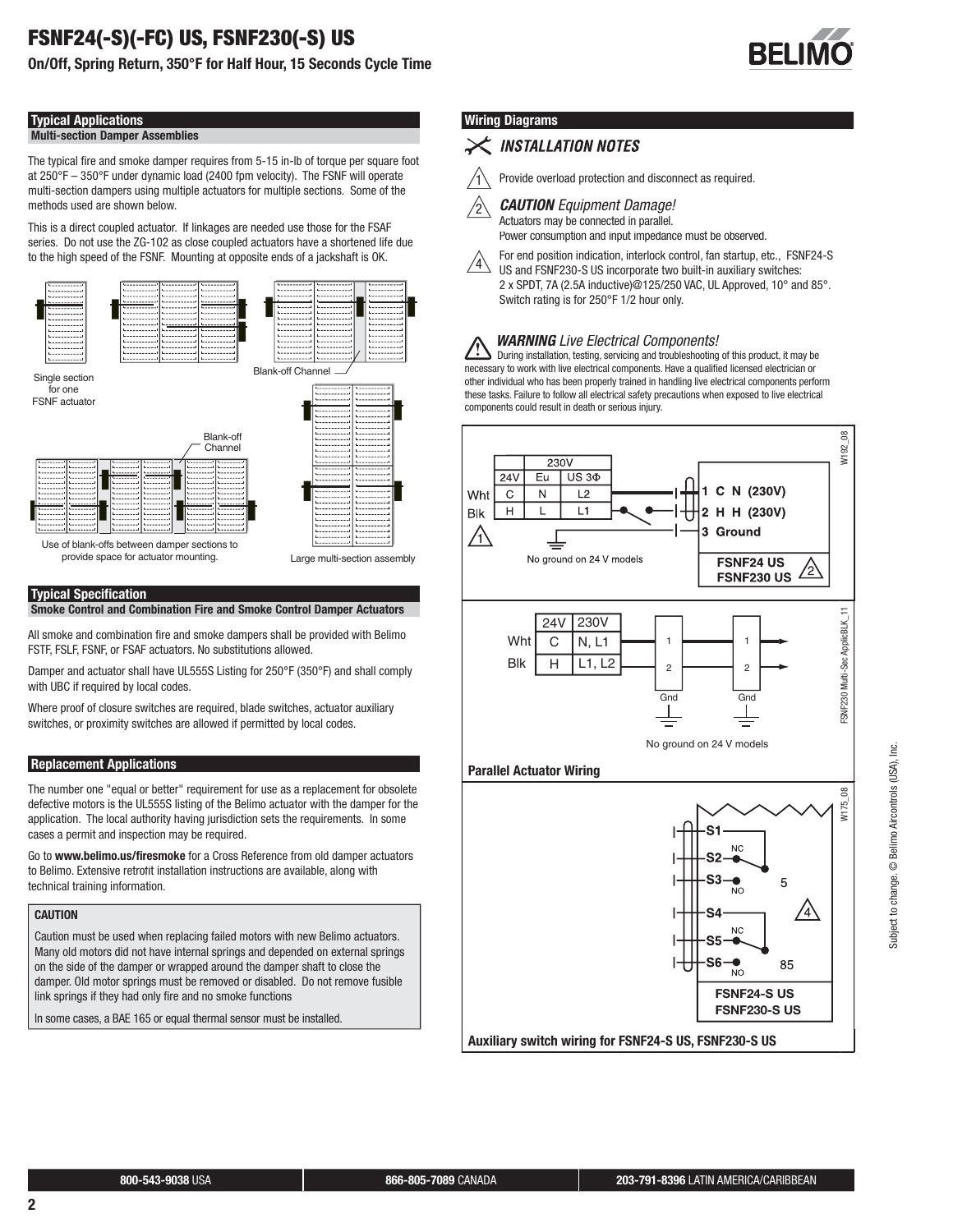# FSNF24(-S)(-FC) US, FSNF230(-S) US

**On/Off, Spring Return, 350°F for Half Hour, 15 Seconds Cycle Time**

## Typical Applications

**Multi-section Damper Assemblies**

The typical fire and smoke damper requires from 5-15 in-lb of torque per square foot at 250°F – 350°F under dynamic load (2400 fpm velocity). The FSNF will operate multi-section dampers using multiple actuators for multiple sections. Some of the methods used are shown below.

This is a direct coupled actuator. If linkages are needed use those for the FSAF series. Do not use the ZG-102 as close coupled actuators have a shortened life due to the high speed of the FSNF. Mounting at opposite ends of a jackshaft is OK.

Single section for one FSNF actuator

Blank-off Channel

Blank-off Channel

Use of blank-offs between damper sections to provide space for actuator mounting.

Large multi-section assembly

## Typical Specification

**Smoke Control and Combination Fire and Smoke Control Damper Actuators**

All smoke and combination fire and smoke dampers shall be provided with Belimo FSTF, FSLF, FSNF, or FSAF actuators. No substitutions allowed.

Damper and actuator shall have UL555S Listing for 250°F (350°F) and shall comply with UBC if required by local codes.

Where proof of closure switches are required, blade switches, actuator auxiliary switches, or proximity switches are allowed if permitted by local codes.

## Replacement Applications

The number one "equal or better" requirement for use as a replacement for obsolete defective motors is the UL555S listing of the Belimo actuator with the damper for the application. The local authority having jurisdiction sets the requirements. In some cases a permit and inspection may be required.

Go to **www.belimo.us/firesmoke** for a Cross Reference from old damper actuators to Belimo. Extensive retrofit installation instructions are available, along with technical training information.

**CAUTION**

Caution must be used when replacing failed motors with new Belimo actuators. Many old motors did not have internal springs and depended on external springs on the side of the damper or wrapped around the damper shaft to close the damper. Old motor springs must be removed or disabled. Do not remove fusible link springs if they had only fire and no smoke functions

In some cases, a BAE 165 or equal thermal sensor must be installed.

## Wiring Diagrams

### INSTALLATION NOTES

1. Provide overload protection and disconnect as required.
2. ***CAUTION*** *Equipment Damage!* Actuators may be connected in parallel. Power consumption and input impedance must be observed.
4. For end position indication, interlock control, fan startup, etc., FSNF24-S US and FSNF230-S US incorporate two built-in auxiliary switches: 2 x SPDT, 7A (2.5A inductive)@125/250 VAC, UL Approved, 10° and 85°. Switch rating is for 250°F 1/2 hour only.

***WARNING*** *Live Electrical Components!*
During installation, testing, servicing and troubleshooting of this product, it may be necessary to work with live electrical components. Have a qualified licensed electrician or other individual who has been properly trained in handling live electrical components perform these tasks. Failure to follow all electrical safety precautions when exposed to live electrical components could result in death or serious injury.

| | 24V | 230V Eu | 230V US 3Φ |
|---|---|---|---|
| Wht | C | N | L2 |
| Blk | H | L | L1 |

1 C N (230V)
2 H H (230V)
3 Ground

No ground on 24 V models

FSNF24 US
FSNF230 US

W192_08

| | 24V | 230V |
|---|---|---|
| Wht | C | N, L1 |
| Blk | H | L1, L2 |

1
2
Gnd

No ground on 24 V models

FSNF230 Multi-Sec ApplicBLK_11

**Parallel Actuator Wiring**

S1
S2 NC
S3 NO
5
S4
S5 NC
S6 NO
85

FSNF24-S US
FSNF230-S US

W175_08

**Auxiliary switch wiring for FSNF24-S US, FSNF230-S US**

Subject to change. © Belimo Aircontrols (USA), Inc.

**800-543-9038** USA | **866-805-7089** CANADA | **203-791-8396** LATIN AMERICA/CARIBBEAN